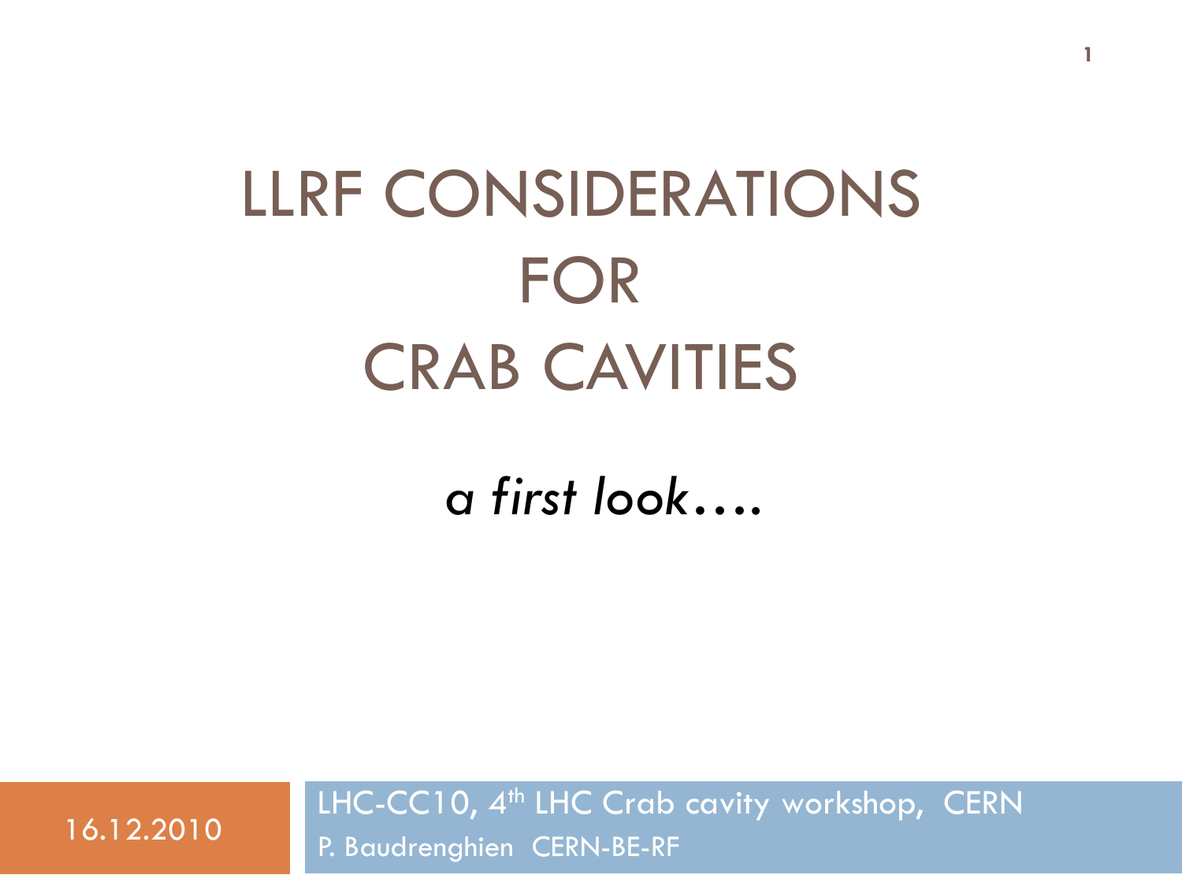# LLRF CONSIDERATIONS FOR CRAB CAVITIES

*a first look….*

16.12.2010

LHC-CC10, 4th LHC Crab cavity workshop, CERN

P. Baudrenghien CERN-BE-RF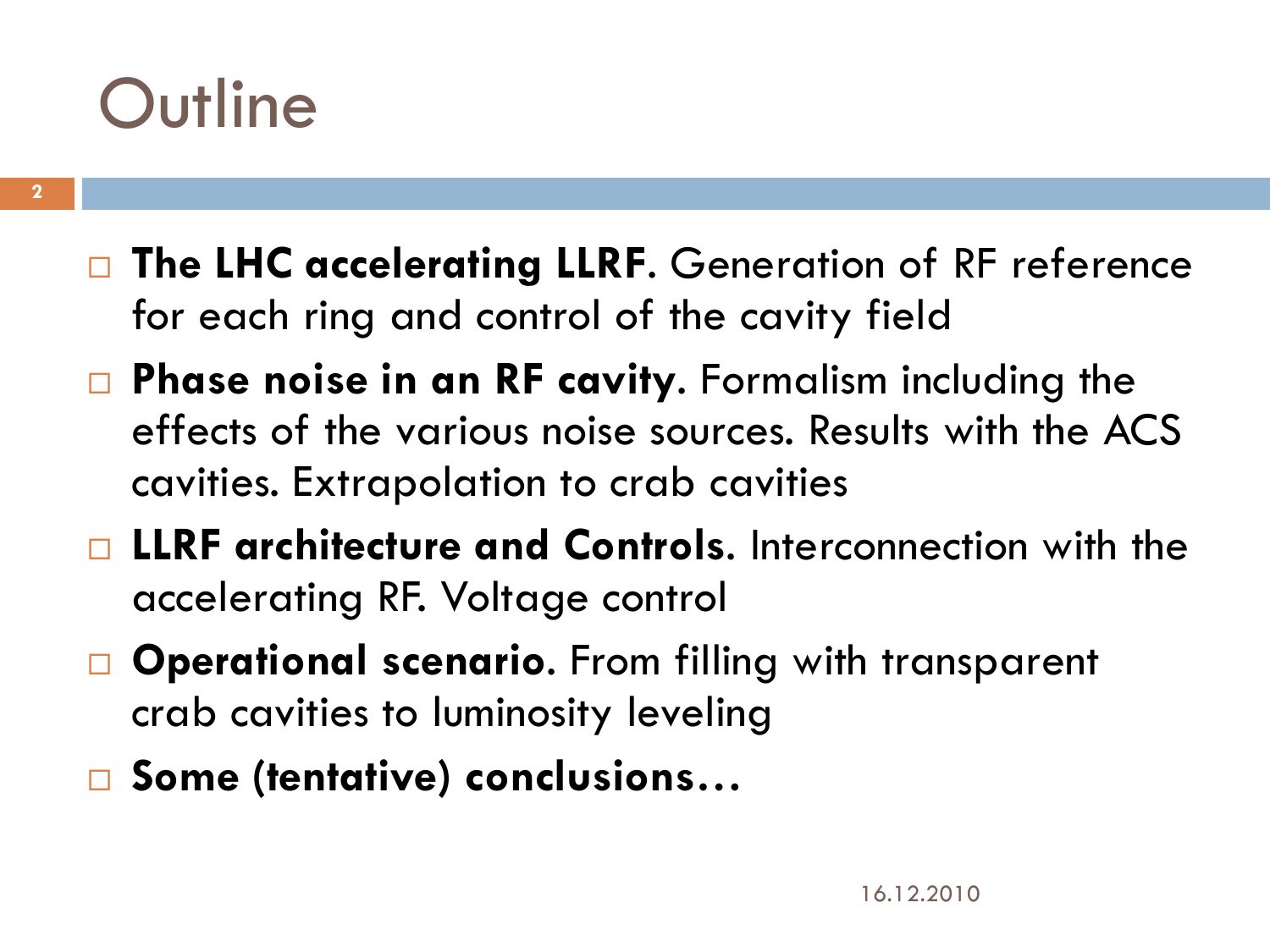# Outline

- **The LHC accelerating LLRF**. Generation of RF reference for each ring and control of the cavity field
- **Phase noise in an RF cavity**. Formalism including the effects of the various noise sources. Results with the ACS cavities. Extrapolation to crab cavities
- **LLRF architecture and Controls**. Interconnection with the accelerating RF. Voltage control
- **Operational scenario**. From filling with transparent crab cavities to luminosity leveling
- **Some (tentative) conclusions…**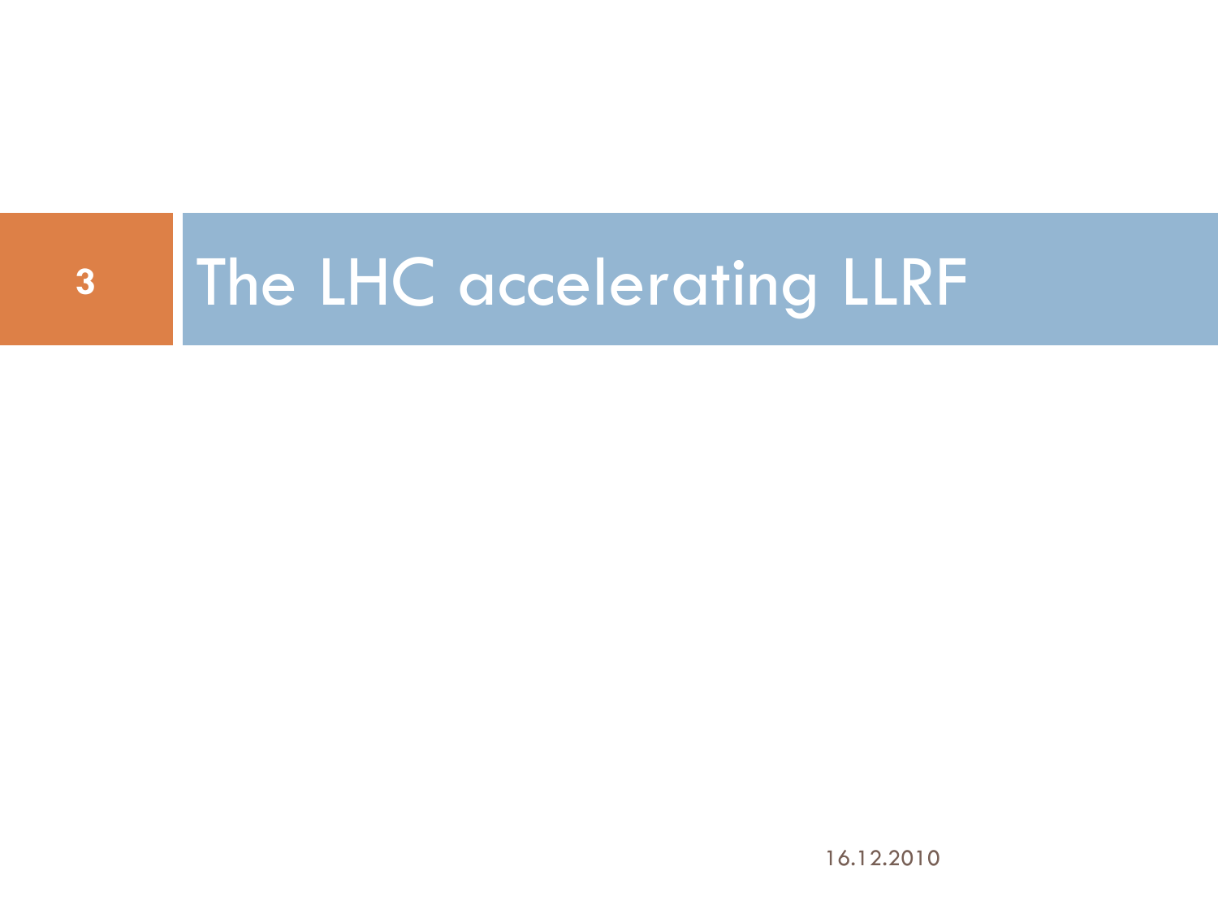# The LHC accelerating LLRF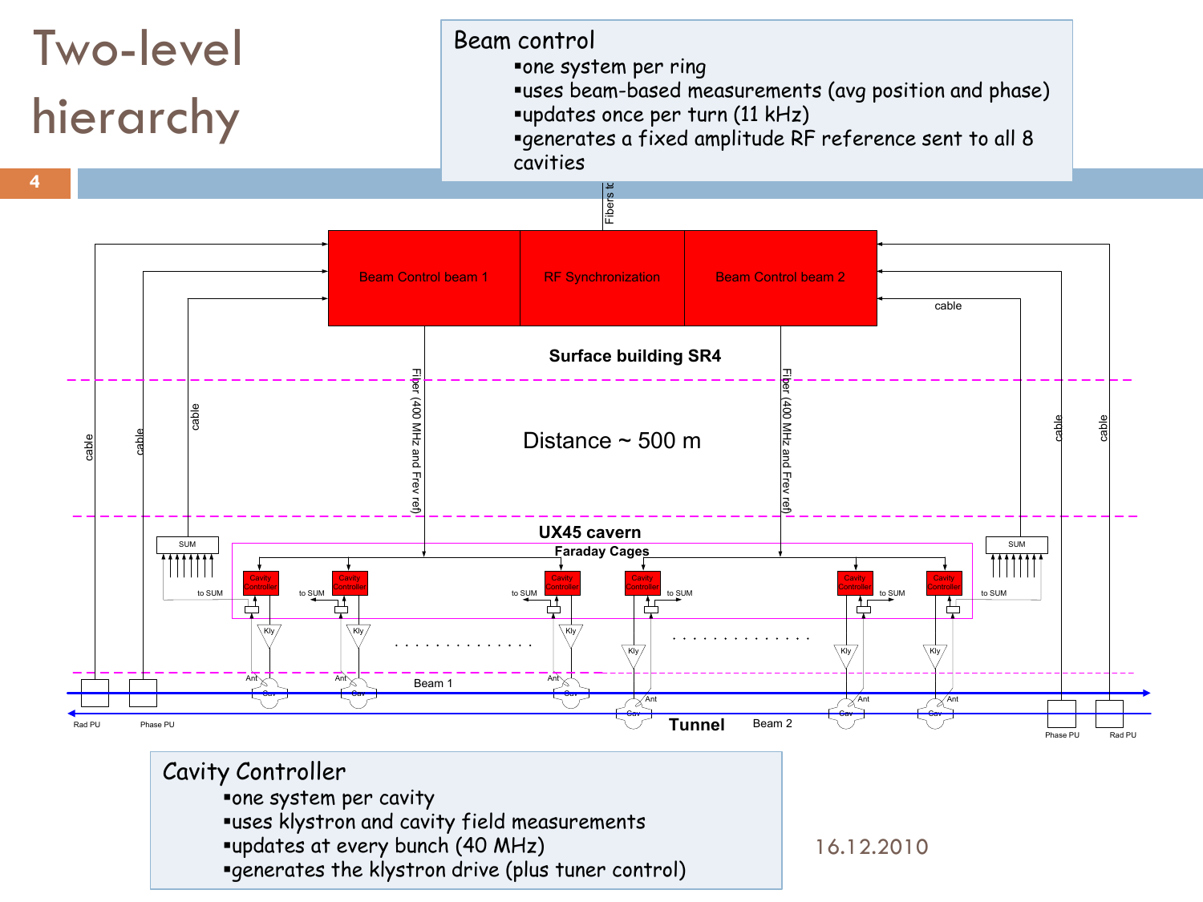# Two-level hierarchy

**Beam control**

- one system per ring
- uses beam-based measurements (avg position and phase)
- updates once per turn (11 kHz)
- generates a fixed amplitude RF reference sent to all 8 cavities

Fibers to

Beam Control beam 1 | RF Synchronization | Beam Control beam 2

cable

**Surface building SR4**

Fiber (400 MHz and Frev ref)

Distance ~ 500 m

cable

**UX45 cavern**

**Faraday Cages**

SUM

Cavity Controller

to SUM

Kly

Ant

Cav

Beam 1

**Tunnel**

Beam 2

Rad PU

Phase PU

**Cavity Controller**

- one system per cavity
- uses klystron and cavity field measurements
- updates at every bunch (40 MHz)
- generates the klystron drive (plus tuner control)

16.12.2010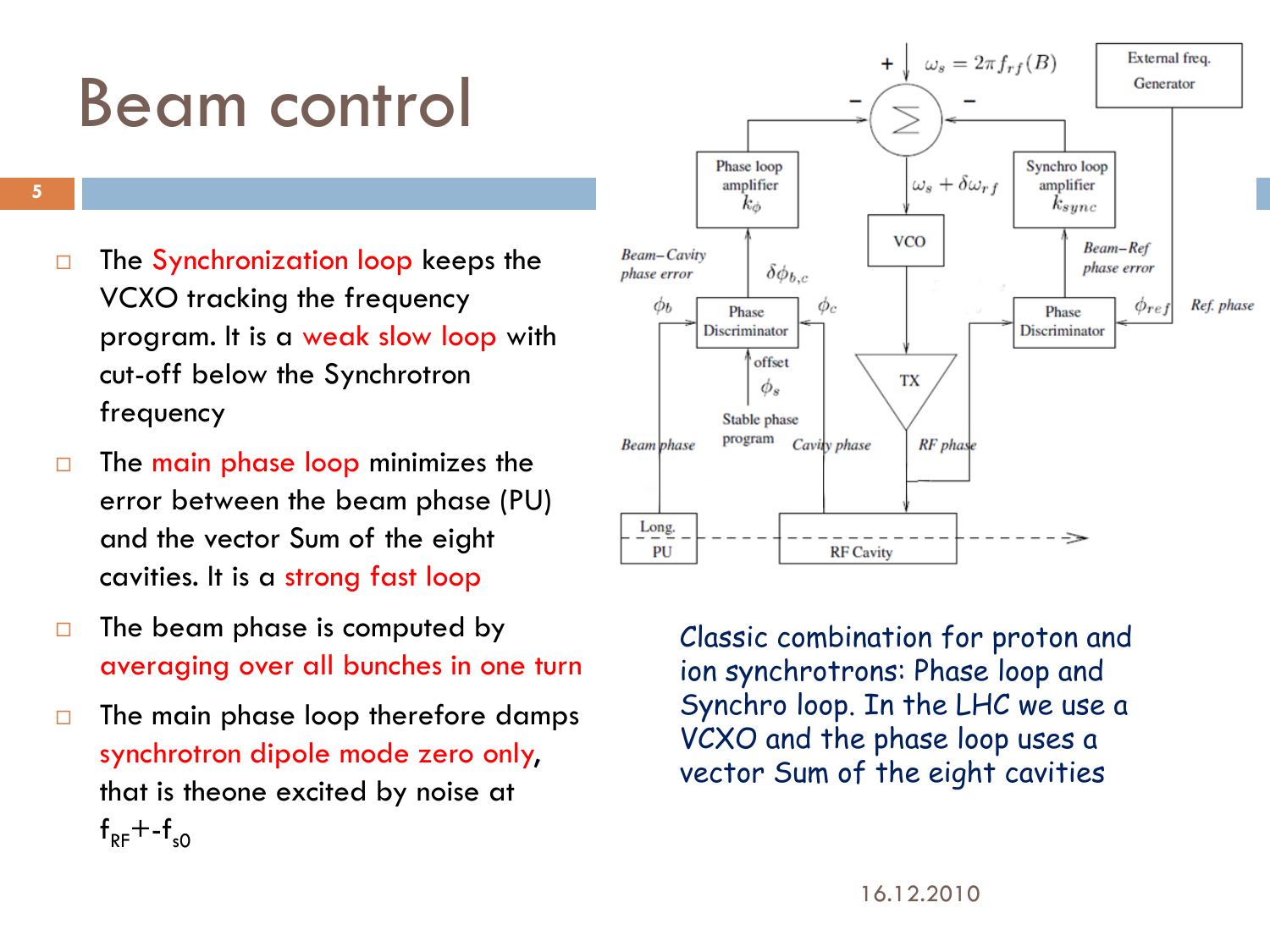# Beam control

- The Synchronization loop keeps the VCXO tracking the frequency program. It is a weak slow loop with cut-off below the Synchrotron frequency
- The main phase loop minimizes the error between the beam phase (PU) and the vector Sum of the eight cavities. It is a strong fast loop
- The beam phase is computed by averaging over all bunches in one turn
- The main phase loop therefore damps synchrotron dipole mode zero only, that is theone excited by noise at $f_{RF}$+-$f_{s0}$

Classic combination for proton and ion synchrotrons: Phase loop and Synchro loop. In the LHC we use a VCXO and the phase loop uses a vector Sum of the eight cavities

16.12.2010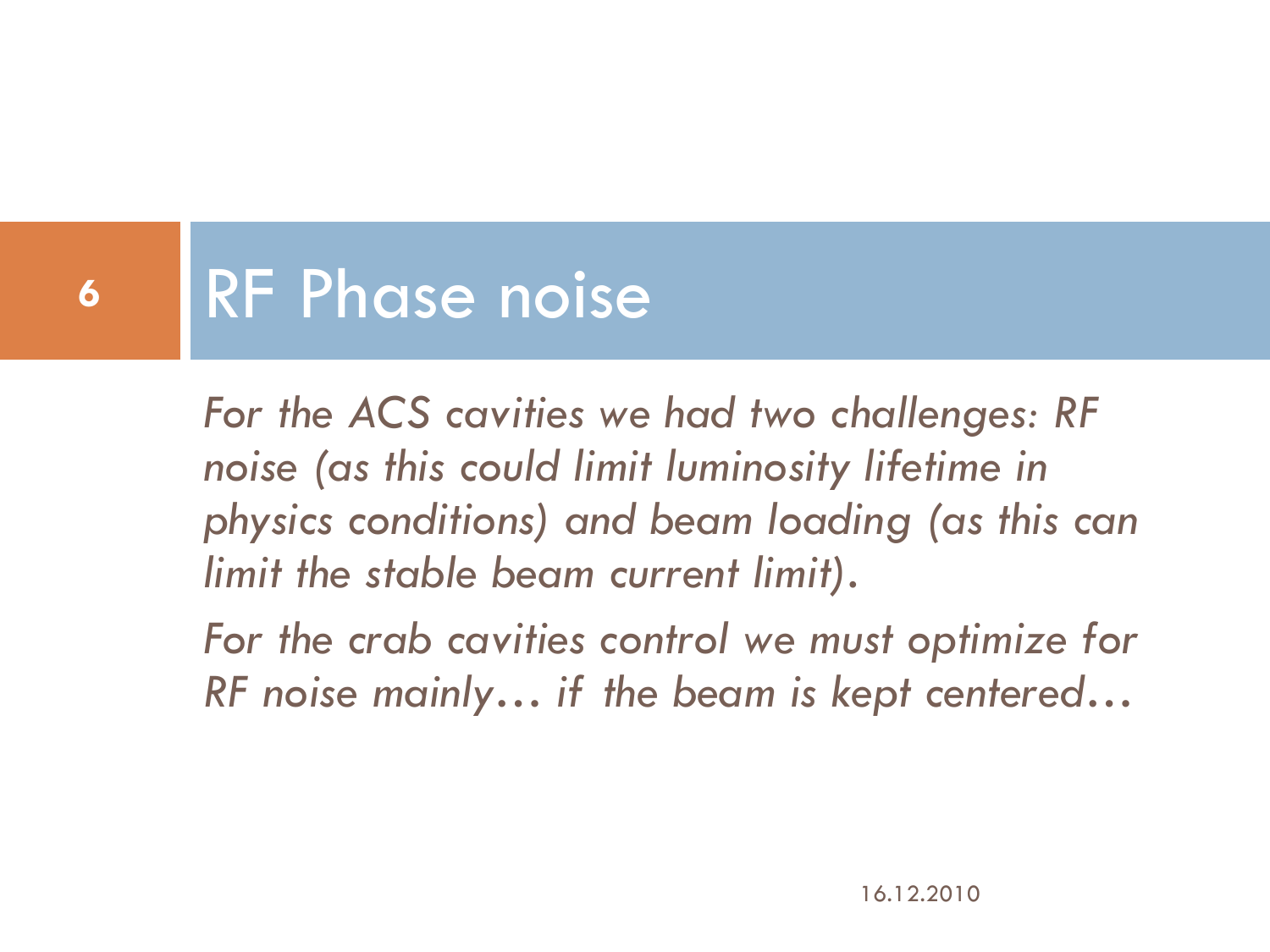# RF Phase noise

- *For the ACS cavities we had two challenges: RF noise (as this could limit luminosity lifetime in physics conditions) and beam loading (as this can limit the stable beam current limit).*
- *For the crab cavities control we must optimize for RF noise mainly… if the beam is kept centered…*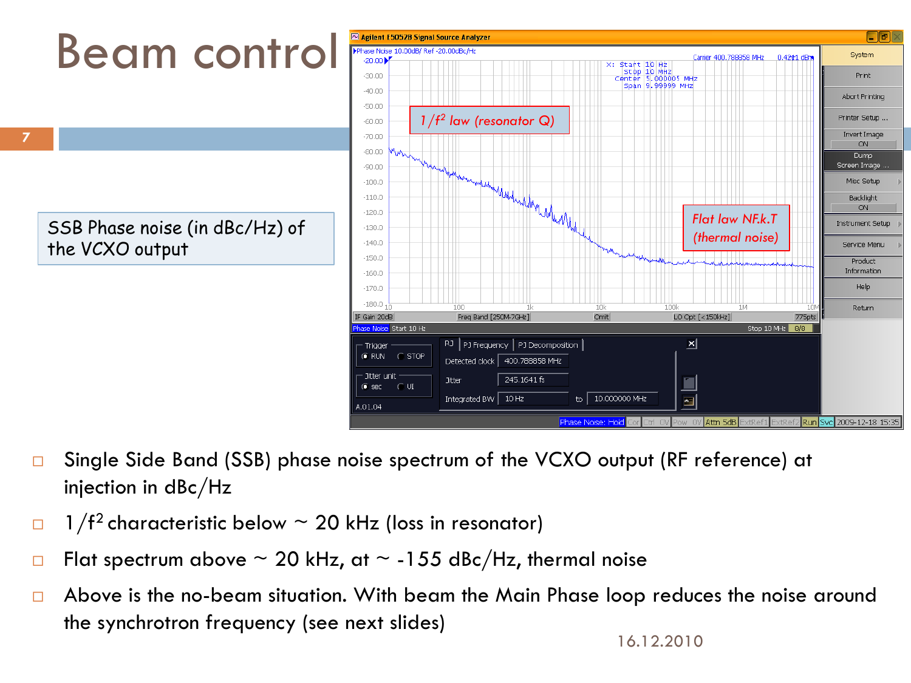# Beam control

SSB Phase noise (in dBc/Hz) of the VCXO output

- Single Side Band (SSB) phase noise spectrum of the VCXO output (RF reference) at injection in dBc/Hz
- $1/f^2$ characteristic below ~ 20 kHz (loss in resonator)
- Flat spectrum above ~ 20 kHz, at ~ -155 dBc/Hz, thermal noise
- Above is the no-beam situation. With beam the Main Phase loop reduces the noise around the synchrotron frequency (see next slides)

16.12.2010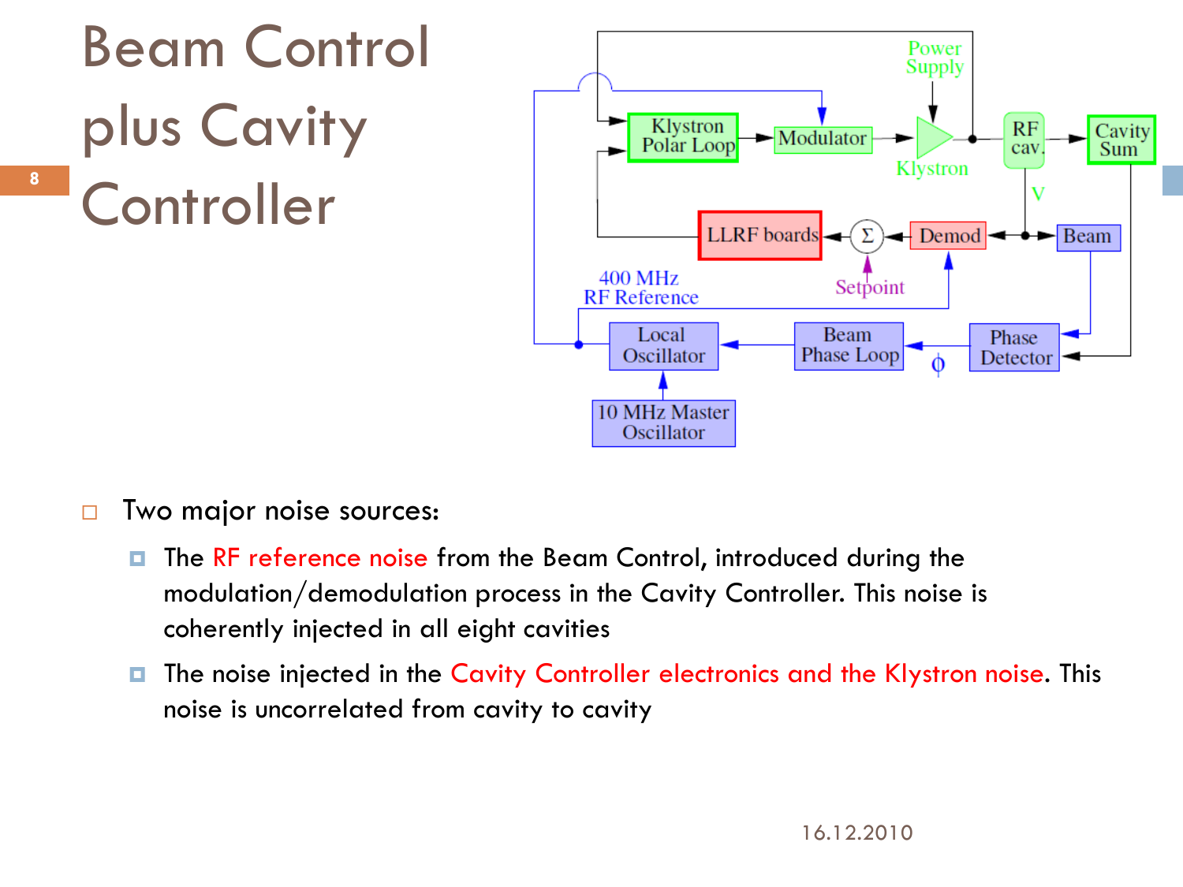# Beam Control plus Cavity Controller

- Two major noise sources:
  - The RF reference noise from the Beam Control, introduced during the modulation/demodulation process in the Cavity Controller. This noise is coherently injected in all eight cavities
  - The noise injected in the Cavity Controller electronics and the Klystron noise. This noise is uncorrelated from cavity to cavity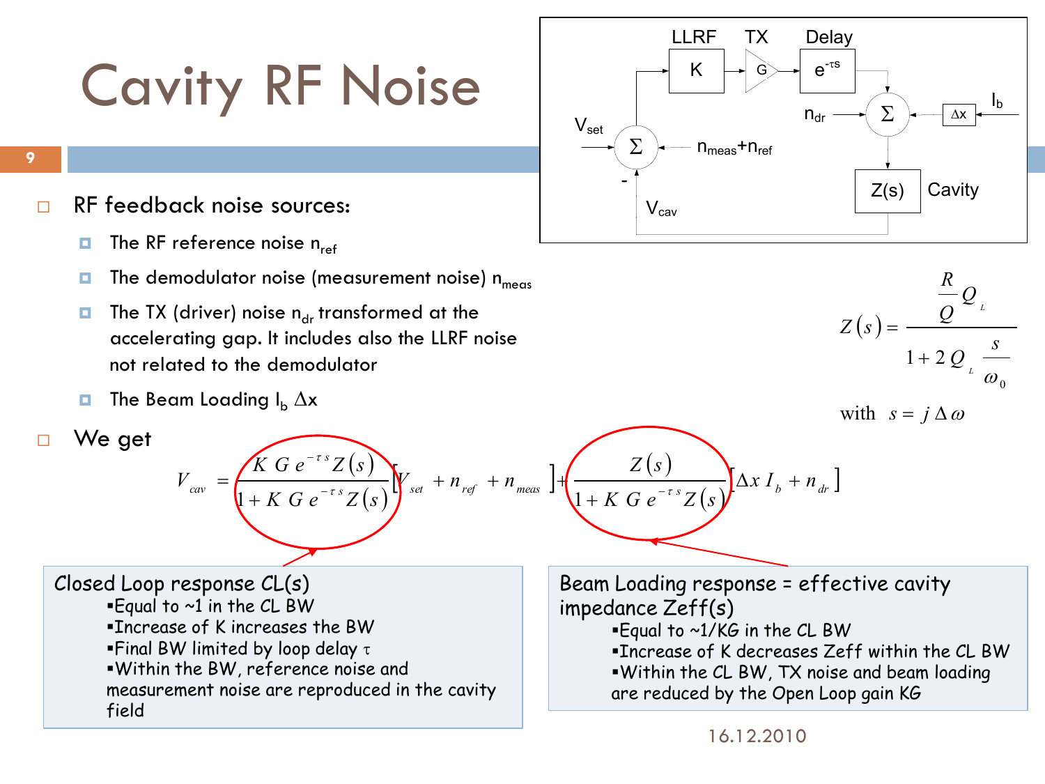# Cavity RF Noise

- RF feedback noise sources:
  - The RF reference noise $n_{ref}$
  - The demodulator noise (measurement noise) $n_{meas}$
  - The TX (driver) noise $n_{dr}$ transformed at the accelerating gap. It includes also the LLRF noise not related to the demodulator
  - The Beam Loading $I_b \, \Delta x$

LLRF K, TX G, Delay $e^{-\tau s}$, $n_{dr}$, $\Delta x$, $I_b$, $V_{set}$, $n_{meas}+n_{ref}$, $V_{cav}$, Z(s) Cavity

$$Z(s) = \frac{\frac{R}{Q} Q_L}{1 + 2 Q_L \frac{s}{\omega_0}}$$

with $s = j \Delta \omega$

- We get

$$V_{cav} = \frac{K G e^{-\tau s} Z(s)}{1 + K G e^{-\tau s} Z(s)} \left[ V_{set} + n_{ref} + n_{meas} \right] + \frac{Z(s)}{1 + K G e^{-\tau s} Z(s)} \left[ \Delta x \, I_b + n_{dr} \right]$$

**Closed Loop response CL(s)**
- Equal to ~1 in the CL BW
- Increase of K increases the BW
- Final BW limited by loop delay $\tau$
- Within the BW, reference noise and measurement noise are reproduced in the cavity field

**Beam Loading response = effective cavity impedance Zeff(s)**
- Equal to ~1/KG in the CL BW
- Increase of K decreases Zeff within the CL BW
- Within the CL BW, TX noise and beam loading are reduced by the Open Loop gain KG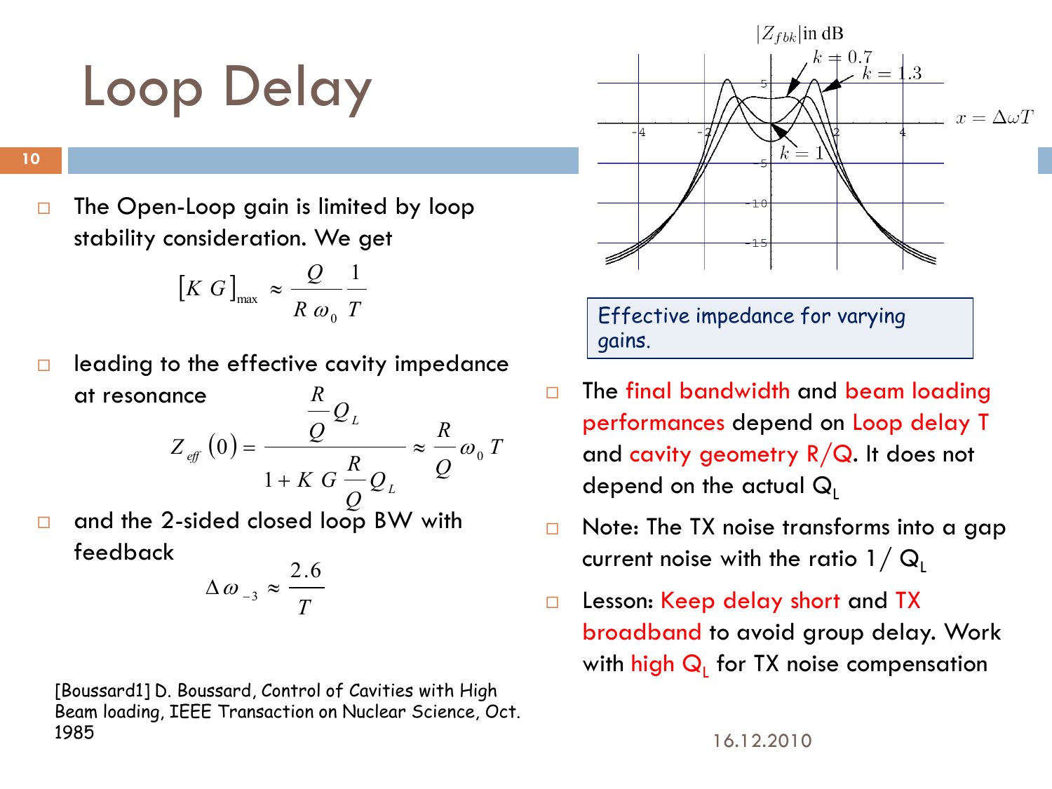# Loop Delay

- The Open-Loop gain is limited by loop stability consideration. We get

$$[K\,G]_{\max} \approx \frac{Q}{R\,\omega_0}\frac{1}{T}$$

- leading to the effective cavity impedance at resonance

$$Z_{eff}(0) = \frac{\frac{R}{Q}Q_L}{1 + K\,G\,\frac{R}{Q}Q_L} \approx \frac{R}{Q}\omega_0\,T$$

- and the 2-sided closed loop BW with feedback

$$\Delta\omega_{-3} \approx \frac{2.6}{T}$$

[Boussard1] D. Boussard, Control of Cavities with High Beam loading, IEEE Transaction on Nuclear Science, Oct. 1985

Effective impedance for varying gains.

- The final bandwidth and beam loading performances depend on Loop delay T and cavity geometry R/Q. It does not depend on the actual $Q_L$
- Note: The TX noise transforms into a gap current noise with the ratio $1/Q_L$
- Lesson: Keep delay short and TX broadband to avoid group delay. Work with high $Q_L$ for TX noise compensation

16.12.2010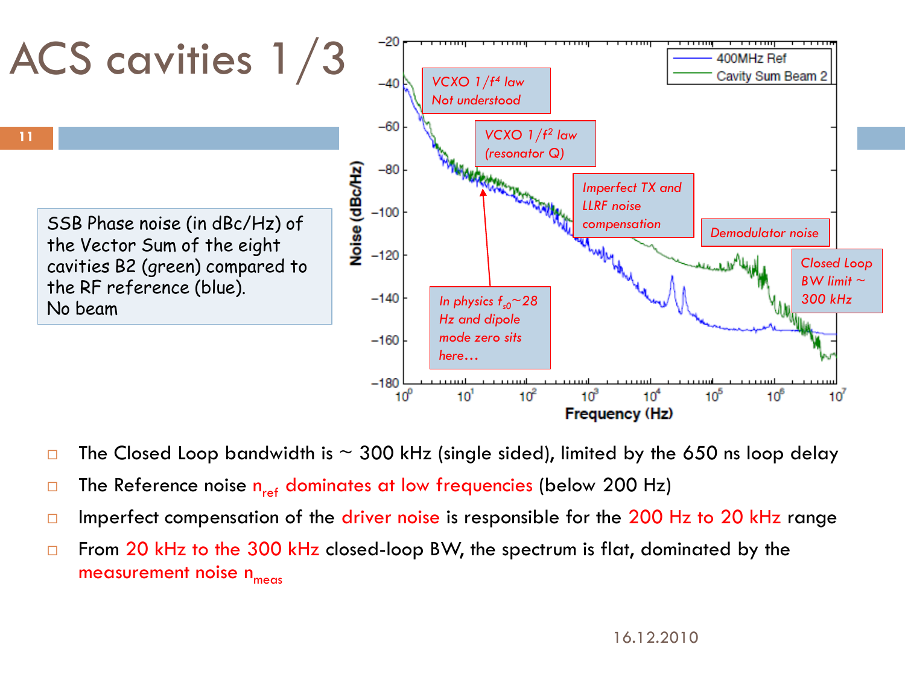# ACS cavities 1/3

SSB Phase noise (in dBc/Hz) of the Vector Sum of the eight cavities B2 (green) compared to the RF reference (blue).
No beam

- VCXO $1/f^4$ law Not understood
- VCXO $1/f^2$ law (resonator Q)
- Imperfect TX and LLRF noise compensation
- Demodulator noise
- Closed Loop BW limit ~ 300 kHz
- In physics $f_{s0}$~28 Hz and dipole mode zero sits here…

- The Closed Loop bandwidth is ~ 300 kHz (single sided), limited by the 650 ns loop delay
- The Reference noise $n_{ref}$ dominates at low frequencies (below 200 Hz)
- Imperfect compensation of the driver noise is responsible for the 200 Hz to 20 kHz range
- From 20 kHz to the 300 kHz closed-loop BW, the spectrum is flat, dominated by the measurement noise $n_{meas}$

16.12.2010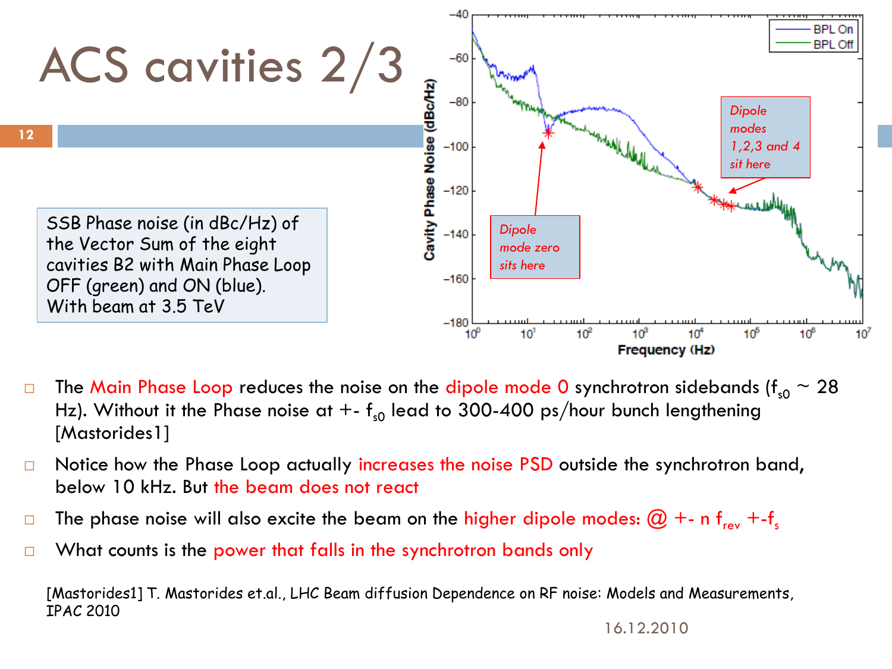# ACS cavities 2/3

SSB Phase noise (in dBc/Hz) of the Vector Sum of the eight cavities B2 with Main Phase Loop OFF (green) and ON (blue). With beam at 3.5 TeV

- The Main Phase Loop reduces the noise on the dipole mode 0 synchrotron sidebands ($f_{s0}$ ~ 28 Hz). Without it the Phase noise at +- $f_{s0}$ lead to 300-400 ps/hour bunch lengthening [Mastorides1]
- Notice how the Phase Loop actually increases the noise PSD outside the synchrotron band, below 10 kHz. But the beam does not react
- The phase noise will also excite the beam on the higher dipole modes: @ +- n $f_{rev}$ +-$f_s$
- What counts is the power that falls in the synchrotron bands only

[Mastorides1] T. Mastorides et.al., LHC Beam diffusion Dependence on RF noise: Models and Measurements, IPAC 2010

16.12.2010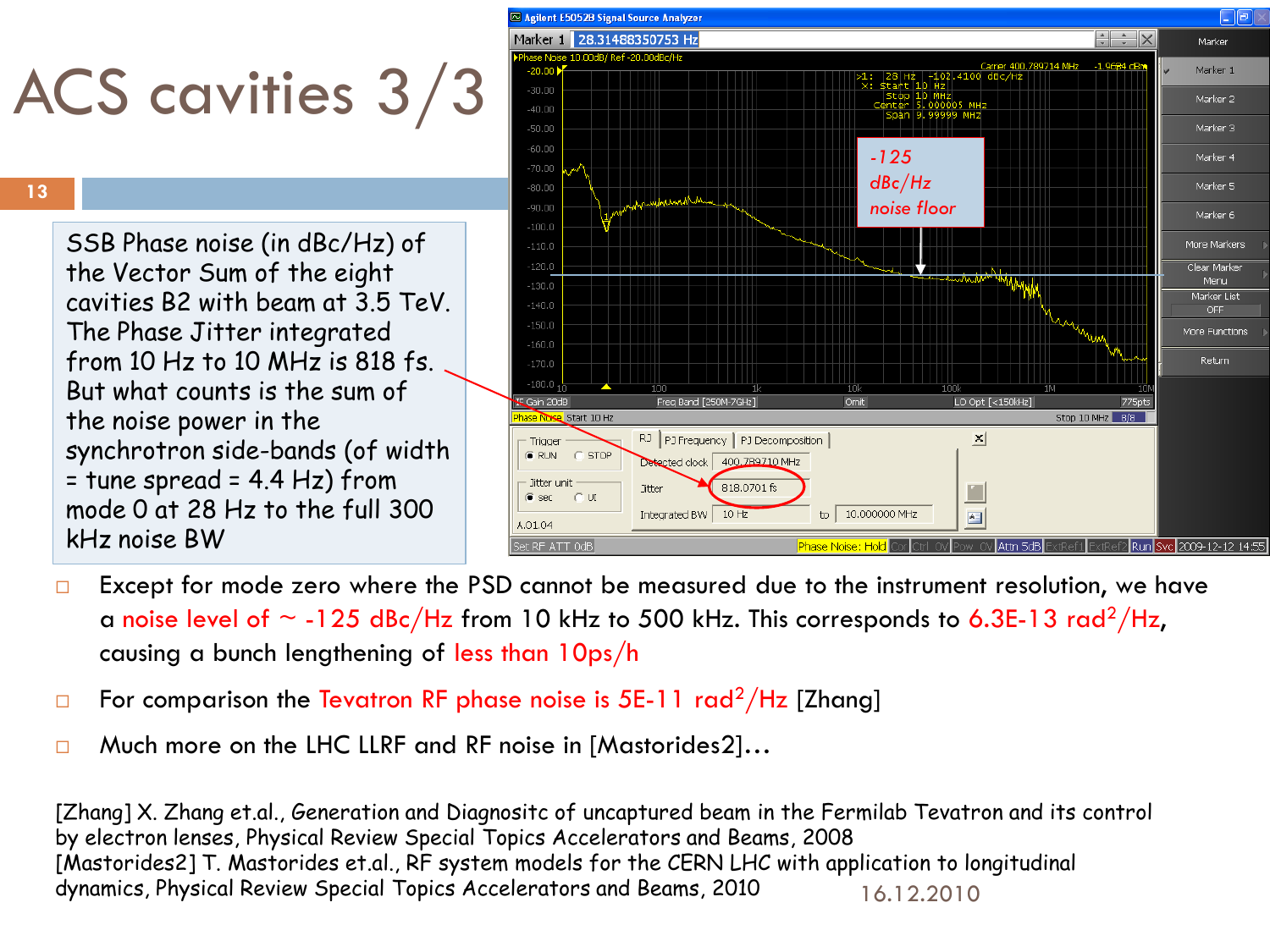# ACS cavities 3/3

SSB Phase noise (in dBc/Hz) of the Vector Sum of the eight cavities B2 with beam at 3.5 TeV. The Phase Jitter integrated from 10 Hz to 10 MHz is 818 fs. But what counts is the sum of the noise power in the synchrotron side-bands (of width = tune spread = 4.4 Hz) from mode 0 at 28 Hz to the full 300 kHz noise BW

- Except for mode zero where the PSD cannot be measured due to the instrument resolution, we have a noise level of ~ -125 dBc/Hz from 10 kHz to 500 kHz. This corresponds to 6.3E-13 rad$^2$/Hz, causing a bunch lengthening of less than 10ps/h
- For comparison the Tevatron RF phase noise is 5E-11 rad$^2$/Hz [Zhang]
- Much more on the LHC LLRF and RF noise in [Mastorides2]…

[Zhang] X. Zhang et.al., Generation and Diagnositc of uncaptured beam in the Fermilab Tevatron and its control by electron lenses, Physical Review Special Topics Accelerators and Beams, 2008
[Mastorides2] T. Mastorides et.al., RF system models for the CERN LHC with application to longitudinal dynamics, Physical Review Special Topics Accelerators and Beams, 2010

16.12.2010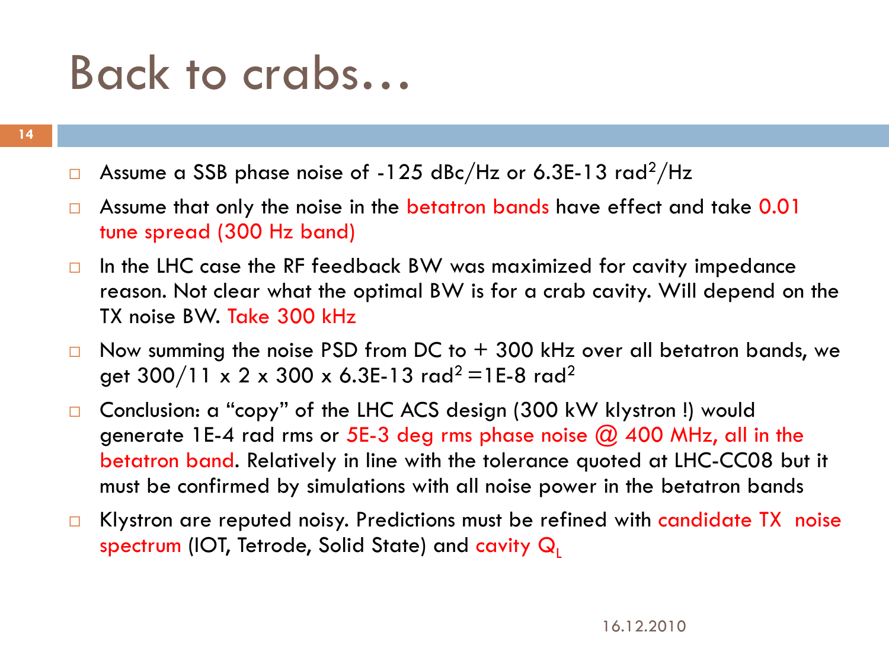# Back to crabs…

- Assume a SSB phase noise of -125 dBc/Hz or 6.3E-13 $rad^2/Hz$
- Assume that only the noise in the betatron bands have effect and take 0.01 tune spread (300 Hz band)
- In the LHC case the RF feedback BW was maximized for cavity impedance reason. Not clear what the optimal BW is for a crab cavity. Will depend on the TX noise BW. Take 300 kHz
- Now summing the noise PSD from DC to + 300 kHz over all betatron bands, we get 300/11 x 2 x 300 x 6.3E-13 $rad^2$ =1E-8 $rad^2$
- Conclusion: a "copy" of the LHC ACS design (300 kW klystron !) would generate 1E-4 rad rms or 5E-3 deg rms phase noise @ 400 MHz, all in the betatron band. Relatively in line with the tolerance quoted at LHC-CC08 but it must be confirmed by simulations with all noise power in the betatron bands
- Klystron are reputed noisy. Predictions must be refined with candidate TX noise spectrum (IOT, Tetrode, Solid State) and cavity $Q_L$

16.12.2010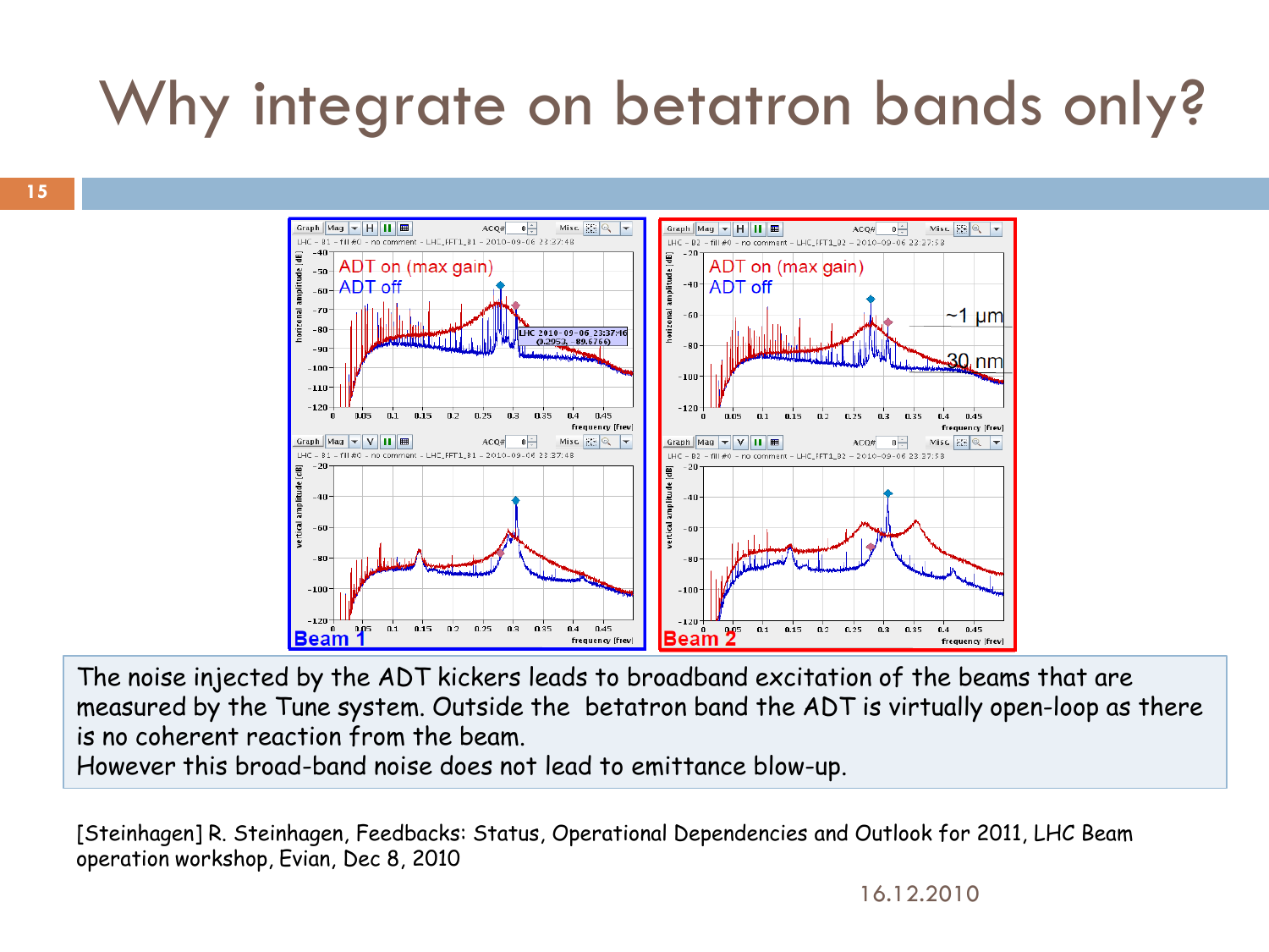# Why integrate on betatron bands only?

The noise injected by the ADT kickers leads to broadband excitation of the beams that are measured by the Tune system. Outside the betatron band the ADT is virtually open-loop as there is no coherent reaction from the beam.
However this broad-band noise does not lead to emittance blow-up.

[Steinhagen] R. Steinhagen, Feedbacks: Status, Operational Dependencies and Outlook for 2011, LHC Beam operation workshop, Evian, Dec 8, 2010

16.12.2010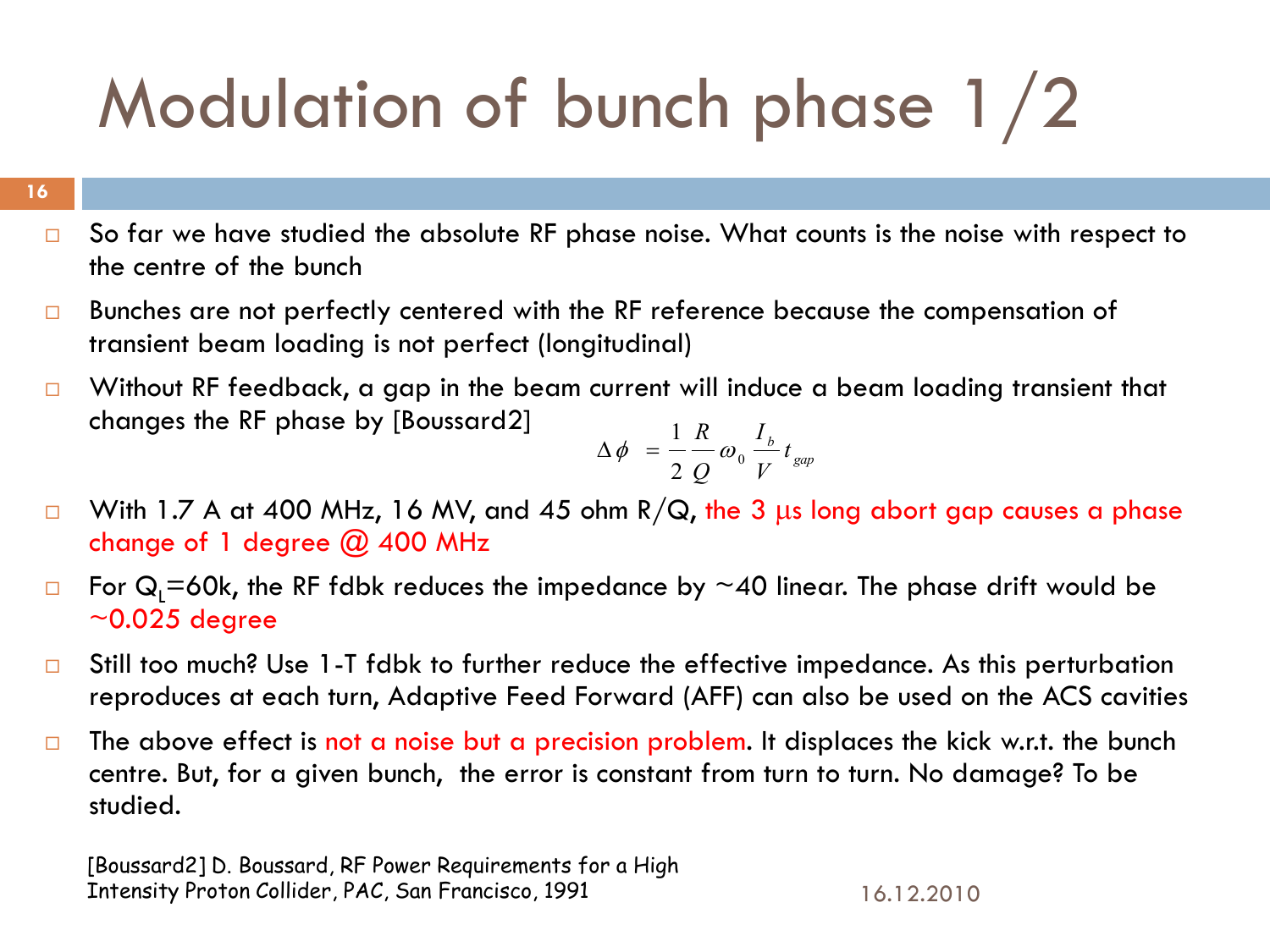# Modulation of bunch phase 1/2

- So far we have studied the absolute RF phase noise. What counts is the noise with respect to the centre of the bunch
- Bunches are not perfectly centered with the RF reference because the compensation of transient beam loading is not perfect (longitudinal)
- Without RF feedback, a gap in the beam current will induce a beam loading transient that changes the RF phase by [Boussard2]

$$\Delta\phi = \frac{1}{2}\frac{R}{Q}\omega_0 \frac{I_b}{V} t_{gap}$$

- With 1.7 A at 400 MHz, 16 MV, and 45 ohm R/Q, the 3 μs long abort gap causes a phase change of 1 degree @ 400 MHz
- For $Q_L$=60k, the RF fdbk reduces the impedance by ~40 linear. The phase drift would be ~0.025 degree
- Still too much? Use 1-T fdbk to further reduce the effective impedance. As this perturbation reproduces at each turn, Adaptive Feed Forward (AFF) can also be used on the ACS cavities
- The above effect is not a noise but a precision problem. It displaces the kick w.r.t. the bunch centre. But, for a given bunch, the error is constant from turn to turn. No damage? To be studied.

[Boussard2] D. Boussard, RF Power Requirements for a High Intensity Proton Collider, PAC, San Francisco, 1991

16.12.2010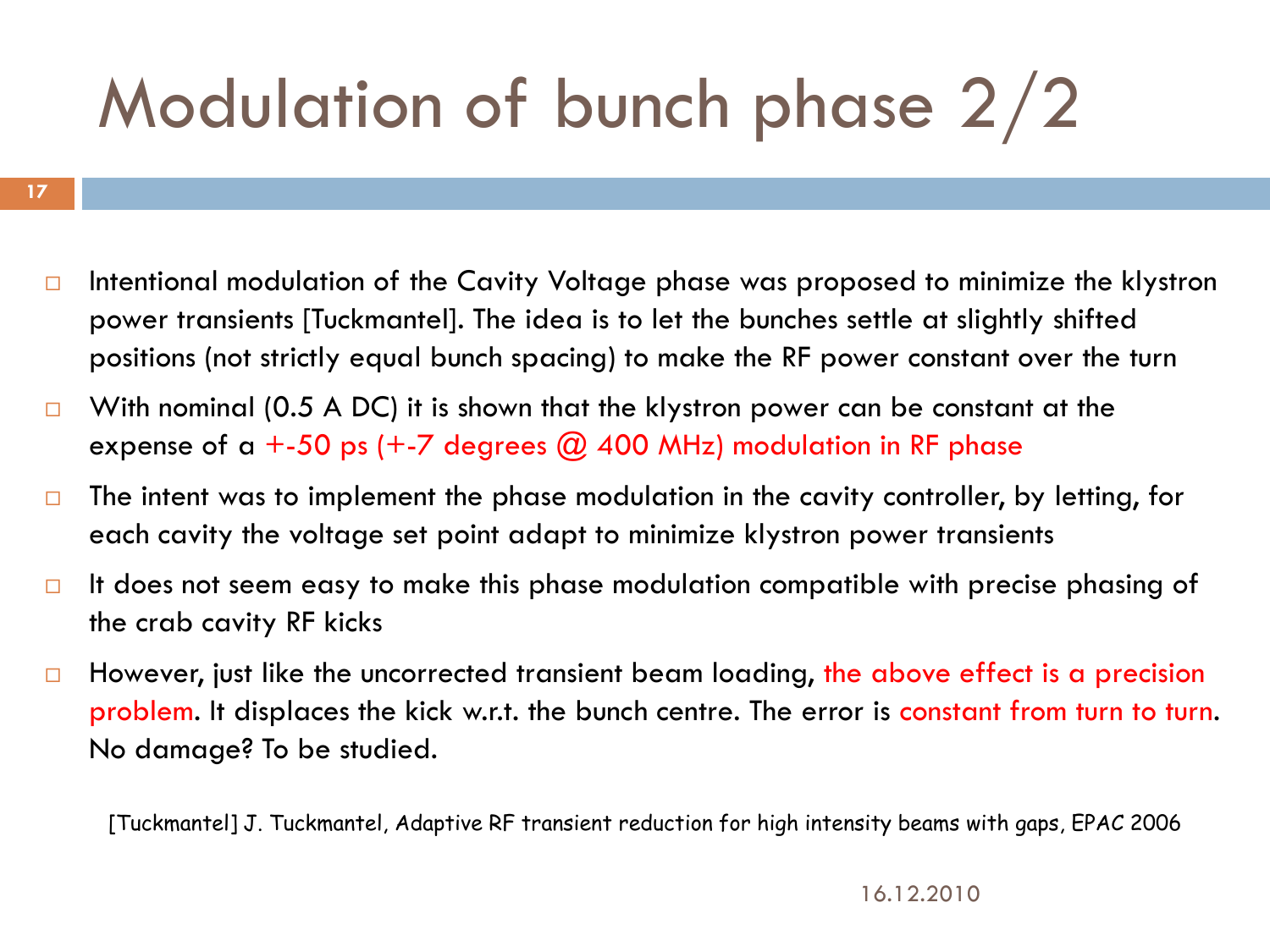# Modulation of bunch phase 2/2

- Intentional modulation of the Cavity Voltage phase was proposed to minimize the klystron power transients [Tuckmantel]. The idea is to let the bunches settle at slightly shifted positions (not strictly equal bunch spacing) to make the RF power constant over the turn
- With nominal (0.5 A DC) it is shown that the klystron power can be constant at the expense of a +-50 ps (+-7 degrees @ 400 MHz) modulation in RF phase
- The intent was to implement the phase modulation in the cavity controller, by letting, for each cavity the voltage set point adapt to minimize klystron power transients
- It does not seem easy to make this phase modulation compatible with precise phasing of the crab cavity RF kicks
- However, just like the uncorrected transient beam loading, the above effect is a precision problem. It displaces the kick w.r.t. the bunch centre. The error is constant from turn to turn. No damage? To be studied.

[Tuckmantel] J. Tuckmantel, Adaptive RF transient reduction for high intensity beams with gaps, EPAC 2006

16.12.2010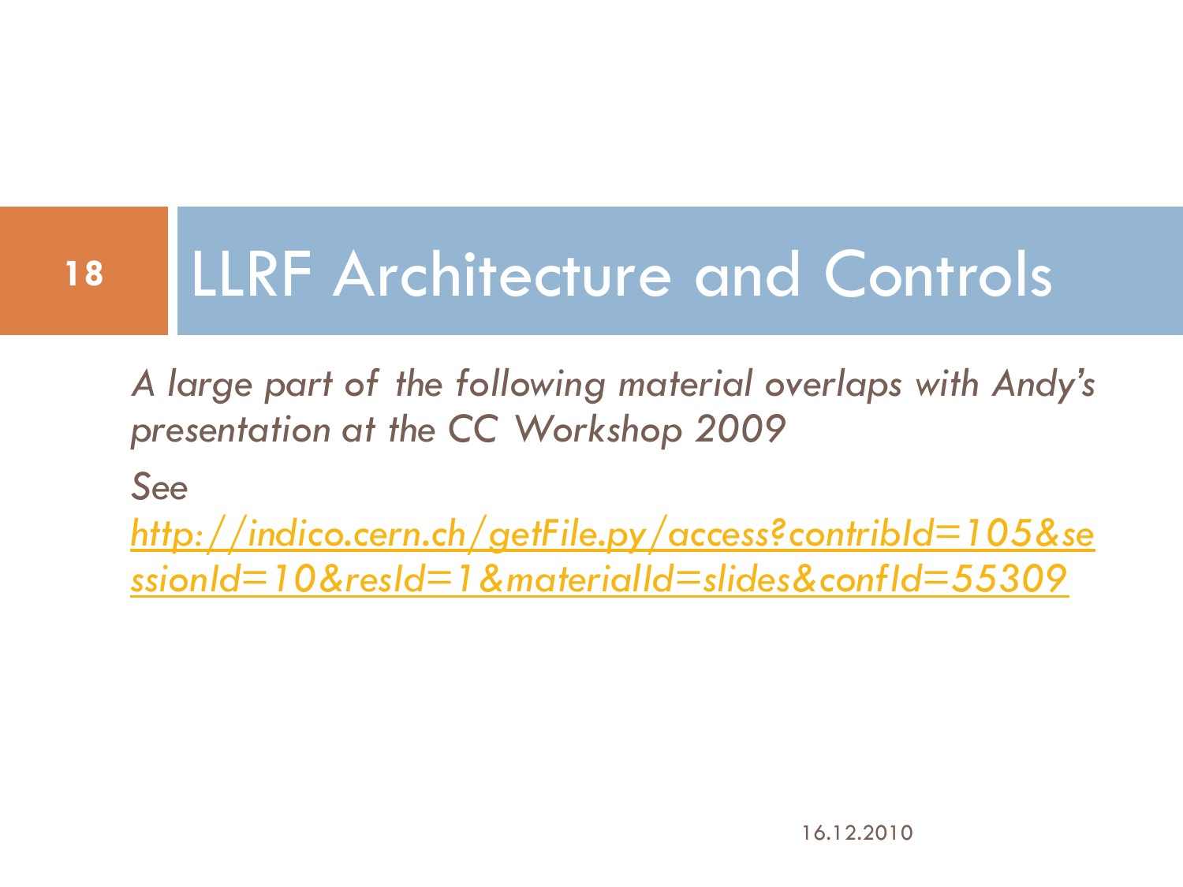# LLRF Architecture and Controls

*A large part of the following material overlaps with Andy's presentation at the CC Workshop 2009*

*See*

*http://indico.cern.ch/getFile.py/access?contribId=105&sessionId=10&resId=1&materialId=slides&confId=55309*

16.12.2010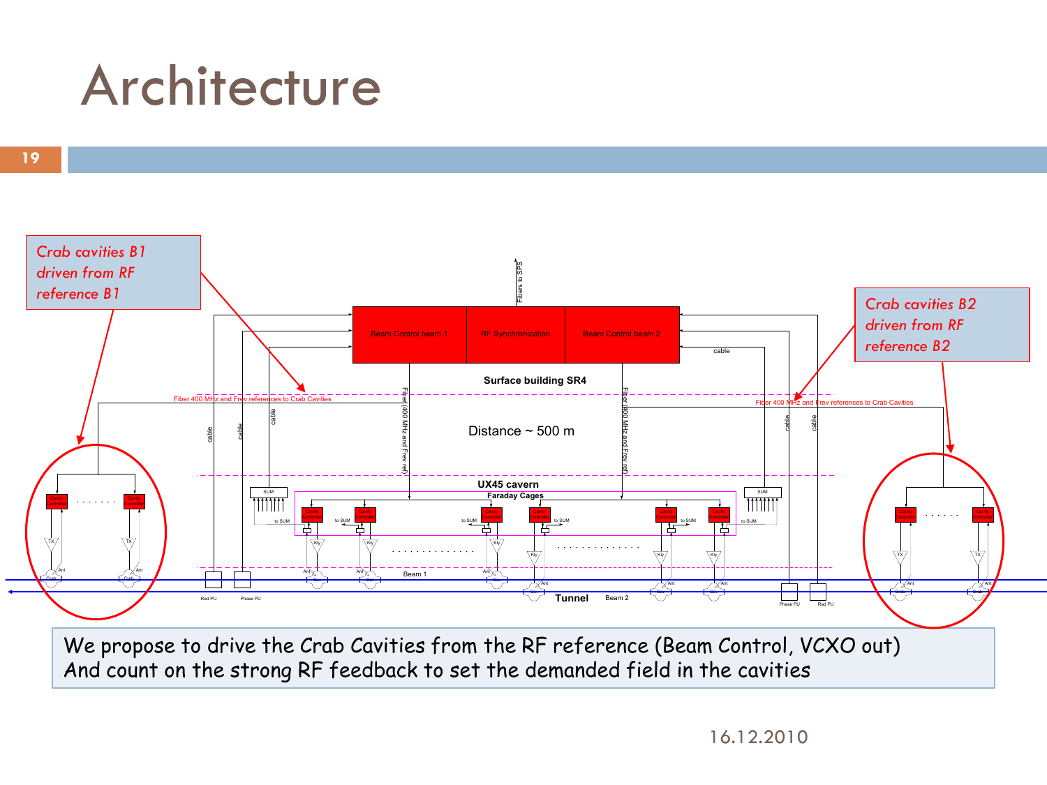# Architecture

*Crab cavities B1 driven from RF reference B1*

*Crab cavities B2 driven from RF reference B2*

Beam Control beam 1 | RF Synchronization | Beam Control beam 2

Fibers to SPS

Surface building SR4

Distance ~ 500 m

Fiber 400 MHz and Frev references to Crab Cavities

Fiber (400 MHz and Frev ref)

cable

UX45 cavern

Faraday Cages

Tunnel

Beam 1

Beam 2

We propose to drive the Crab Cavities from the RF reference (Beam Control, VCXO out)
And count on the strong RF feedback to set the demanded field in the cavities

16.12.2010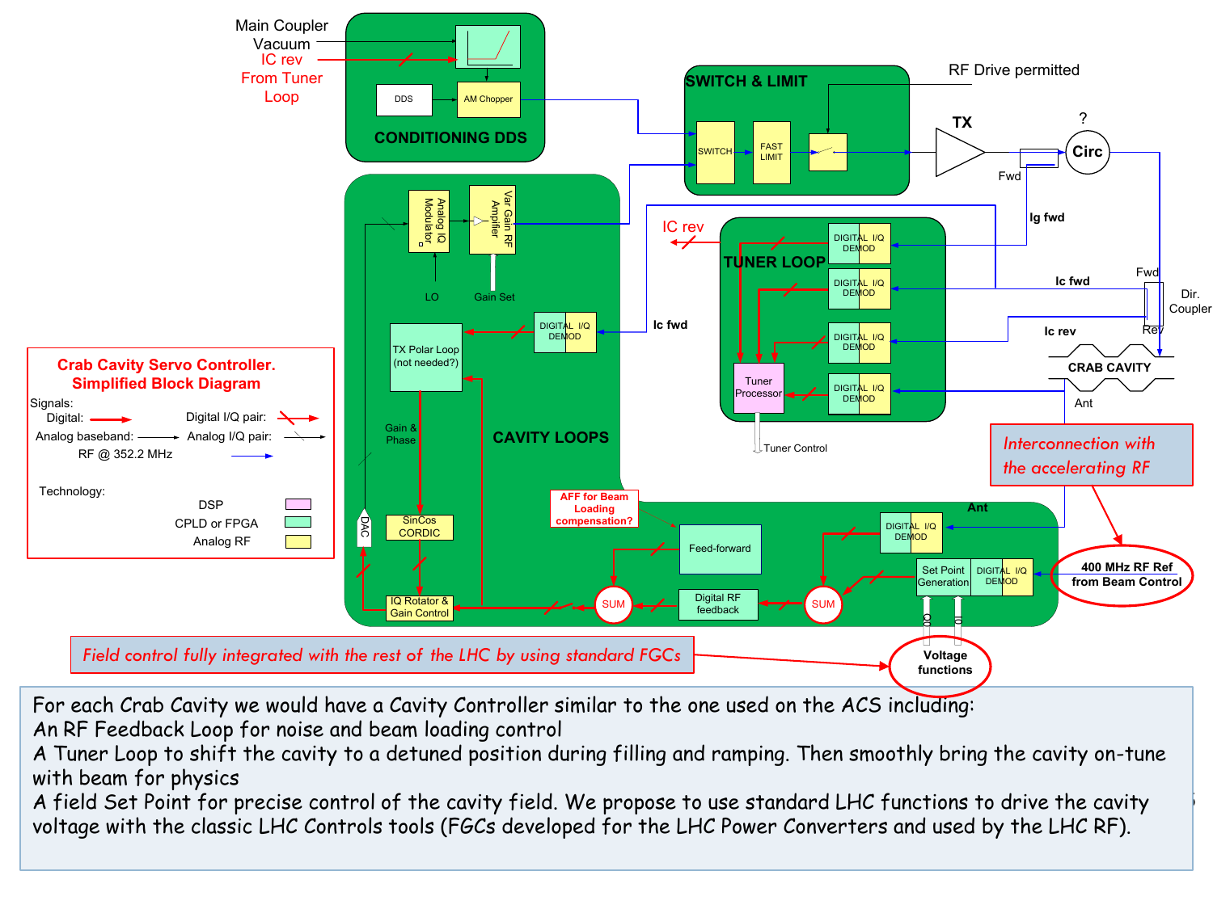# Crab Cavity Servo Controller. Simplified Block Diagram

Signals:
- Digital
- Digital I/Q pair
- Analog baseband
- Analog I/Q pair
- RF @ 352.2 MHz

Technology:
- DSP
- CPLD or FPGA
- Analog RF

Main Coupler Vacuum

IC rev From Tuner Loop

DDS | AM Chopper

CONDITIONING DDS

SWITCH & LIMIT: SWITCH | FAST LIMIT

RF Drive permitted

TX | Fwd | Circ ?

Ig fwd | Ic fwd | Fwd | Dir. Coupler | Ic rev | Rev

CRAB CAVITY | Ant

TUNER LOOP: DIGITAL I/Q DEMOD | Tuner Processor | Tuner Control | IC rev

CAVITY LOOPS: Analog IQ Modulator | LO | Var Gain RF Amplifier | Gain Set | DIGITAL I/Q DEMOD | Ic fwd | TX Polar Loop (not needed?) | Gain & Phase | SinCos CORDIC | DAC | IQ Rotator & Gain Control | SUM | Feed-forward | AFF for Beam Loading compensation? | Digital RF feedback | SUM | DIGITAL I/Q DEMOD | Ant | Set Point Generation | DIGITAL I/Q DEMOD

*Interconnection with the accelerating RF*

400 MHz RF Ref from Beam Control

*Field control fully integrated with the rest of the LHC by using standard FGCs*

Voltage functions

For each Crab Cavity we would have a Cavity Controller similar to the one used on the ACS including:
An RF Feedback Loop for noise and beam loading control
A Tuner Loop to shift the cavity to a detuned position during filling and ramping. Then smoothly bring the cavity on-tune with beam for physics
A field Set Point for precise control of the cavity field. We propose to use standard LHC functions to drive the cavity voltage with the classic LHC Controls tools (FGCs developed for the LHC Power Converters and used by the LHC RF).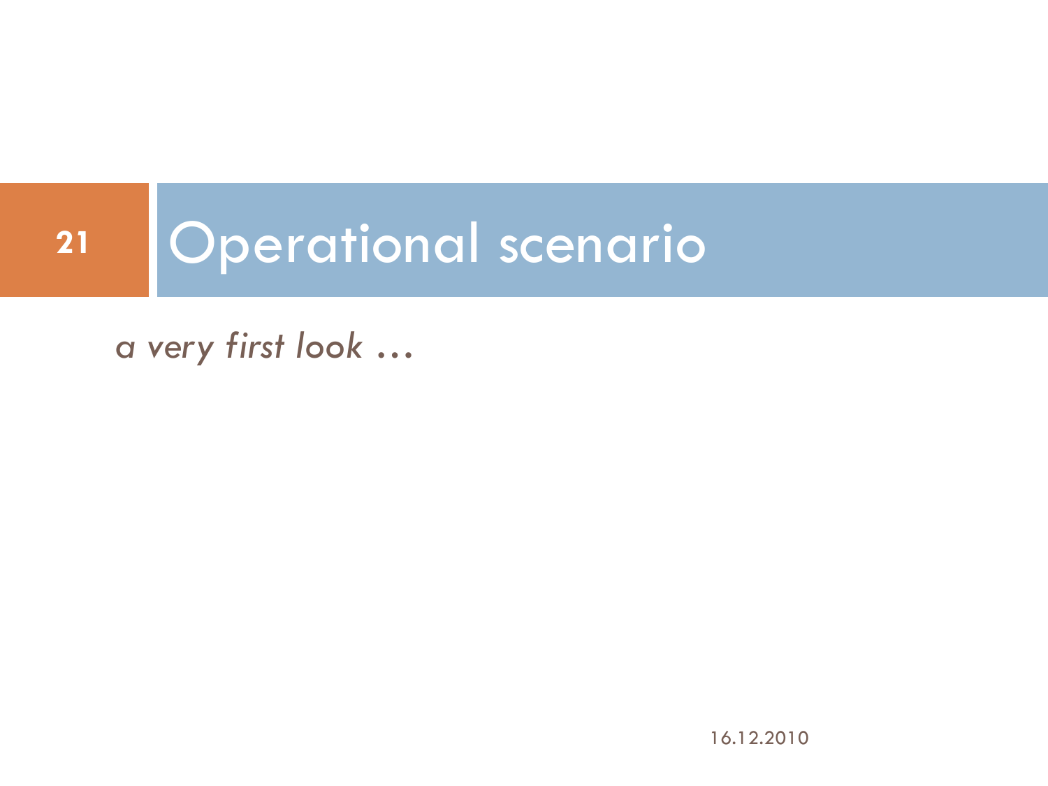# Operational scenario

*a very first look …*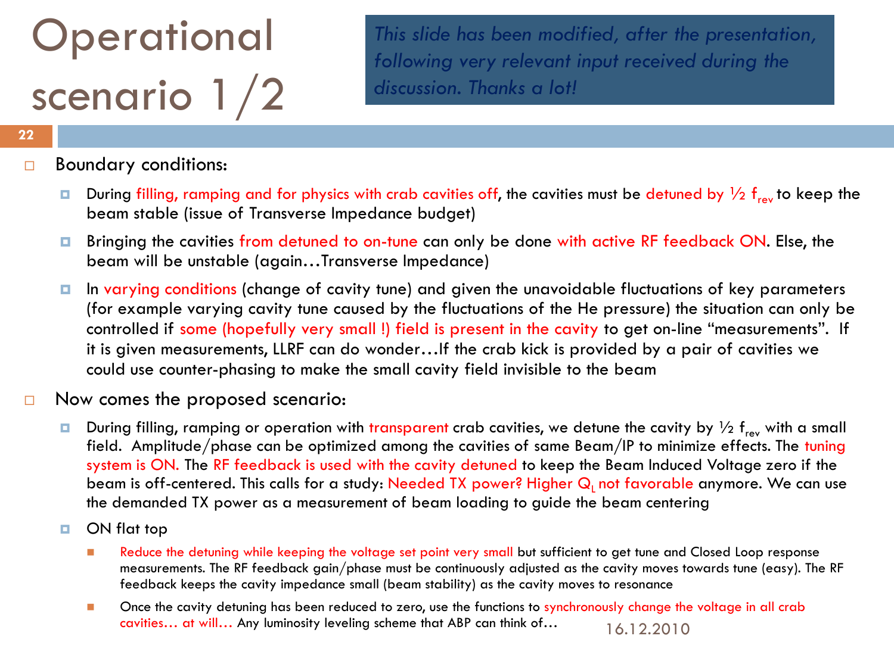# Operational scenario 1/2

*This slide has been modified, after the presentation, following very relevant input received during the discussion. Thanks a lot!*

- Boundary conditions:
  - During filling, ramping and for physics with crab cavities off, the cavities must be detuned by ½ $f_{rev}$ to keep the beam stable (issue of Transverse Impedance budget)
  - Bringing the cavities from detuned to on-tune can only be done with active RF feedback ON. Else, the beam will be unstable (again…Transverse Impedance)
  - In varying conditions (change of cavity tune) and given the unavoidable fluctuations of key parameters (for example varying cavity tune caused by the fluctuations of the He pressure) the situation can only be controlled if some (hopefully very small !) field is present in the cavity to get on-line "measurements". If it is given measurements, LLRF can do wonder…If the crab kick is provided by a pair of cavities we could use counter-phasing to make the small cavity field invisible to the beam
- Now comes the proposed scenario:
  - During filling, ramping or operation with transparent crab cavities, we detune the cavity by ½ $f_{rev}$ with a small field. Amplitude/phase can be optimized among the cavities of same Beam/IP to minimize effects. The tuning system is ON. The RF feedback is used with the cavity detuned to keep the Beam Induced Voltage zero if the beam is off-centered. This calls for a study: Needed TX power? Higher $Q_L$ not favorable anymore. We can use the demanded TX power as a measurement of beam loading to guide the beam centering
  - ON flat top
    - Reduce the detuning while keeping the voltage set point very small but sufficient to get tune and Closed Loop response measurements. The RF feedback gain/phase must be continuously adjusted as the cavity moves towards tune (easy). The RF feedback keeps the cavity impedance small (beam stability) as the cavity moves to resonance
    - Once the cavity detuning has been reduced to zero, use the functions to synchronously change the voltage in all crab cavities… at will… Any luminosity leveling scheme that ABP can think of…

16.12.2010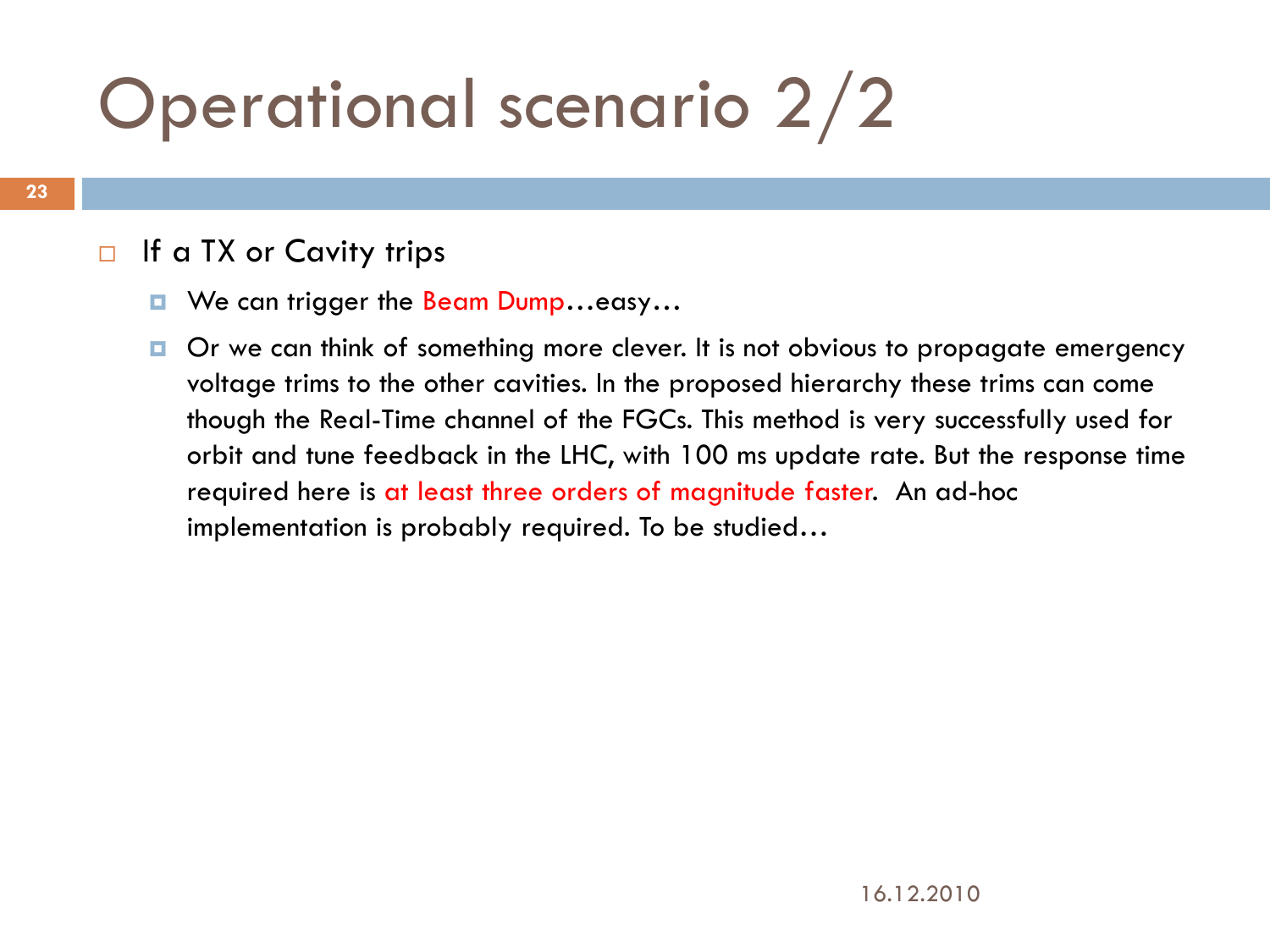# Operational scenario 2/2

- If a TX or Cavity trips
  - We can trigger the Beam Dump…easy…
  - Or we can think of something more clever. It is not obvious to propagate emergency voltage trims to the other cavities. In the proposed hierarchy these trims can come though the Real-Time channel of the FGCs. This method is very successfully used for orbit and tune feedback in the LHC, with 100 ms update rate. But the response time required here is at least three orders of magnitude faster. An ad-hoc implementation is probably required. To be studied…

16.12.2010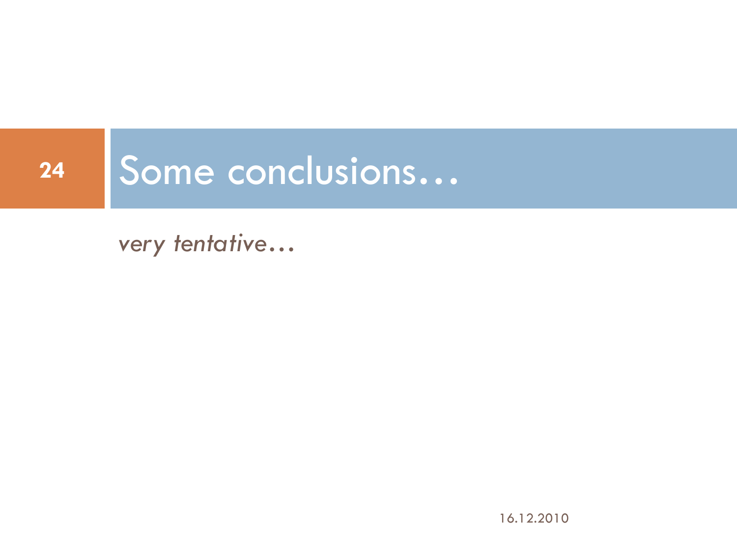# Some conclusions…

*very tentative…*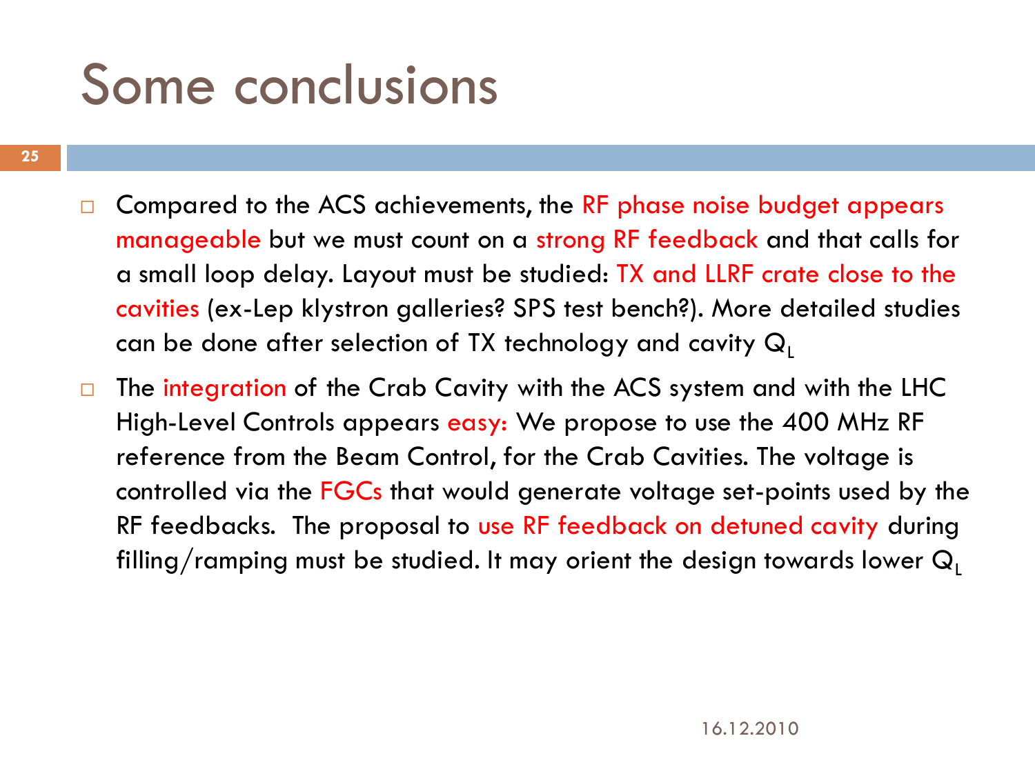# Some conclusions

- Compared to the ACS achievements, the RF phase noise budget appears manageable but we must count on a strong RF feedback and that calls for a small loop delay. Layout must be studied: TX and LLRF crate close to the cavities (ex-Lep klystron galleries? SPS test bench?). More detailed studies can be done after selection of TX technology and cavity $Q_L$
- The integration of the Crab Cavity with the ACS system and with the LHC High-Level Controls appears easy: We propose to use the 400 MHz RF reference from the Beam Control, for the Crab Cavities. The voltage is controlled via the FGCs that would generate voltage set-points used by the RF feedbacks. The proposal to use RF feedback on detuned cavity during filling/ramping must be studied. It may orient the design towards lower $Q_L$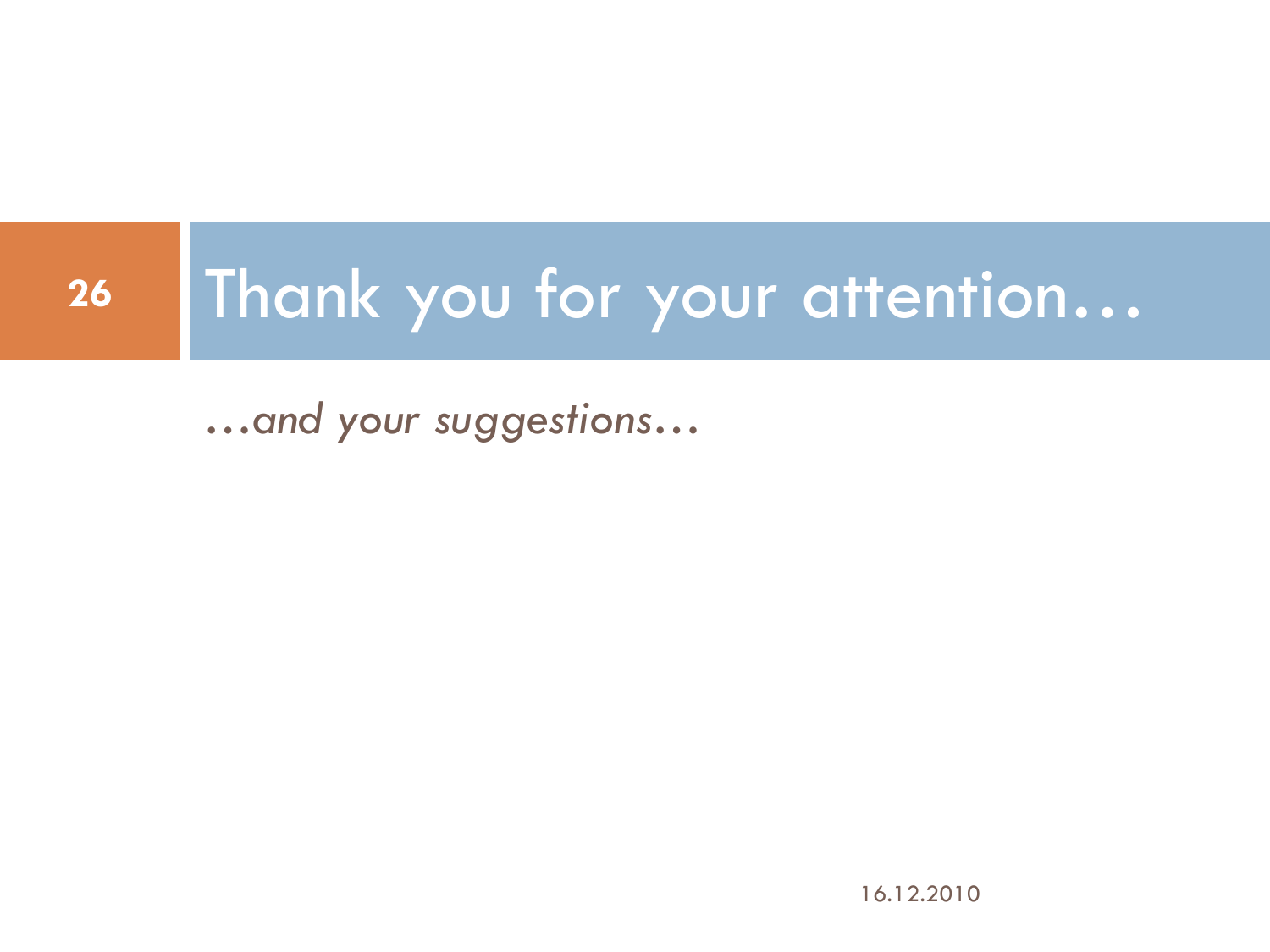# Thank you for your attention…

*…and your suggestions…*

16.12.2010